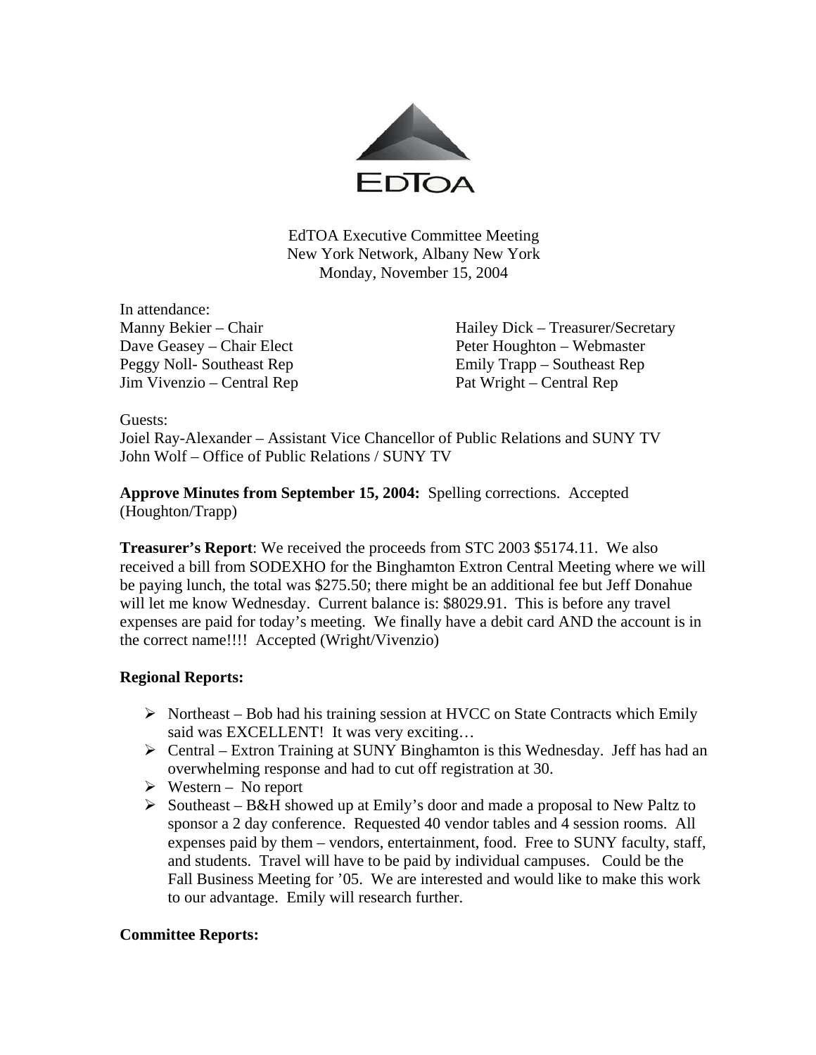EdTOA

EdTOA Executive Committee Meeting
New York Network, Albany New York
Monday, November 15, 2004

In attendance:

Manny Bekier – Chair
Dave Geasey – Chair Elect
Peggy Noll- Southeast Rep
Jim Vivenzio – Central Rep
Hailey Dick – Treasurer/Secretary
Peter Houghton – Webmaster
Emily Trapp – Southeast Rep
Pat Wright – Central Rep

Guests:
Joiel Ray-Alexander – Assistant Vice Chancellor of Public Relations and SUNY TV
John Wolf – Office of Public Relations / SUNY TV

**Approve Minutes from September 15, 2004:** Spelling corrections. Accepted (Houghton/Trapp)

**Treasurer's Report**: We received the proceeds from STC 2003 $5174.11. We also received a bill from SODEXHO for the Binghamton Extron Central Meeting where we will be paying lunch, the total was $275.50; there might be an additional fee but Jeff Donahue will let me know Wednesday. Current balance is: $8029.91. This is before any travel expenses are paid for today's meeting. We finally have a debit card AND the account is in the correct name!!!! Accepted (Wright/Vivenzio)

**Regional Reports:**

- Northeast – Bob had his training session at HVCC on State Contracts which Emily said was EXCELLENT! It was very exciting…
- Central – Extron Training at SUNY Binghamton is this Wednesday. Jeff has had an overwhelming response and had to cut off registration at 30.
- Western – No report
- Southeast – B&H showed up at Emily's door and made a proposal to New Paltz to sponsor a 2 day conference. Requested 40 vendor tables and 4 session rooms. All expenses paid by them – vendors, entertainment, food. Free to SUNY faculty, staff, and students. Travel will have to be paid by individual campuses. Could be the Fall Business Meeting for '05. We are interested and would like to make this work to our advantage. Emily will research further.

**Committee Reports:**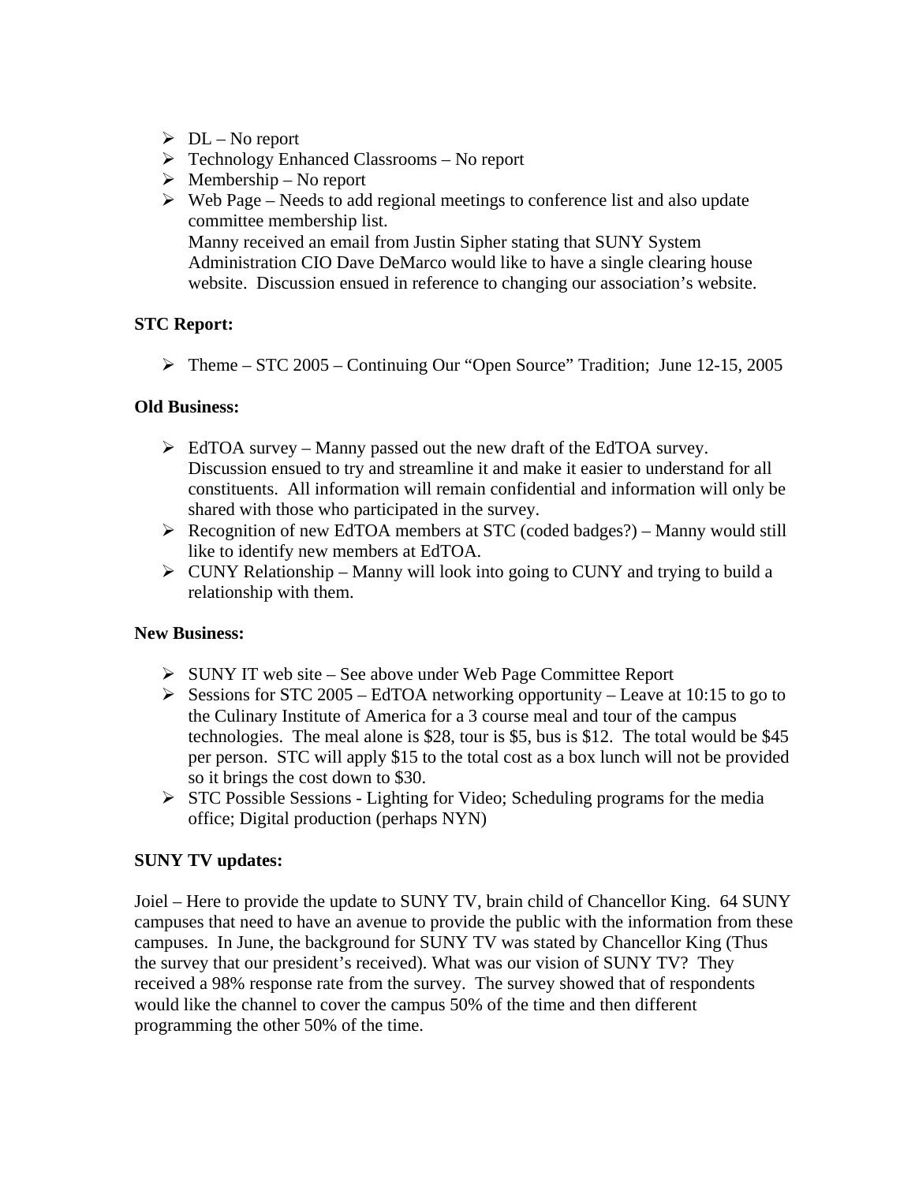- DL – No report
- Technology Enhanced Classrooms – No report
- Membership – No report
- Web Page – Needs to add regional meetings to conference list and also update committee membership list.
  Manny received an email from Justin Sipher stating that SUNY System Administration CIO Dave DeMarco would like to have a single clearing house website. Discussion ensued in reference to changing our association's website.

**STC Report:**

- Theme – STC 2005 – Continuing Our "Open Source" Tradition; June 12-15, 2005

**Old Business:**

- EdTOA survey – Manny passed out the new draft of the EdTOA survey. Discussion ensued to try and streamline it and make it easier to understand for all constituents. All information will remain confidential and information will only be shared with those who participated in the survey.
- Recognition of new EdTOA members at STC (coded badges?) – Manny would still like to identify new members at EdTOA.
- CUNY Relationship – Manny will look into going to CUNY and trying to build a relationship with them.

**New Business:**

- SUNY IT web site – See above under Web Page Committee Report
- Sessions for STC 2005 – EdTOA networking opportunity – Leave at 10:15 to go to the Culinary Institute of America for a 3 course meal and tour of the campus technologies. The meal alone is $28, tour is $5, bus is $12. The total would be $45 per person. STC will apply $15 to the total cost as a box lunch will not be provided so it brings the cost down to $30.
- STC Possible Sessions - Lighting for Video; Scheduling programs for the media office; Digital production (perhaps NYN)

**SUNY TV updates:**

Joiel – Here to provide the update to SUNY TV, brain child of Chancellor King. 64 SUNY campuses that need to have an avenue to provide the public with the information from these campuses. In June, the background for SUNY TV was stated by Chancellor King (Thus the survey that our president's received). What was our vision of SUNY TV? They received a 98% response rate from the survey. The survey showed that of respondents would like the channel to cover the campus 50% of the time and then different programming the other 50% of the time.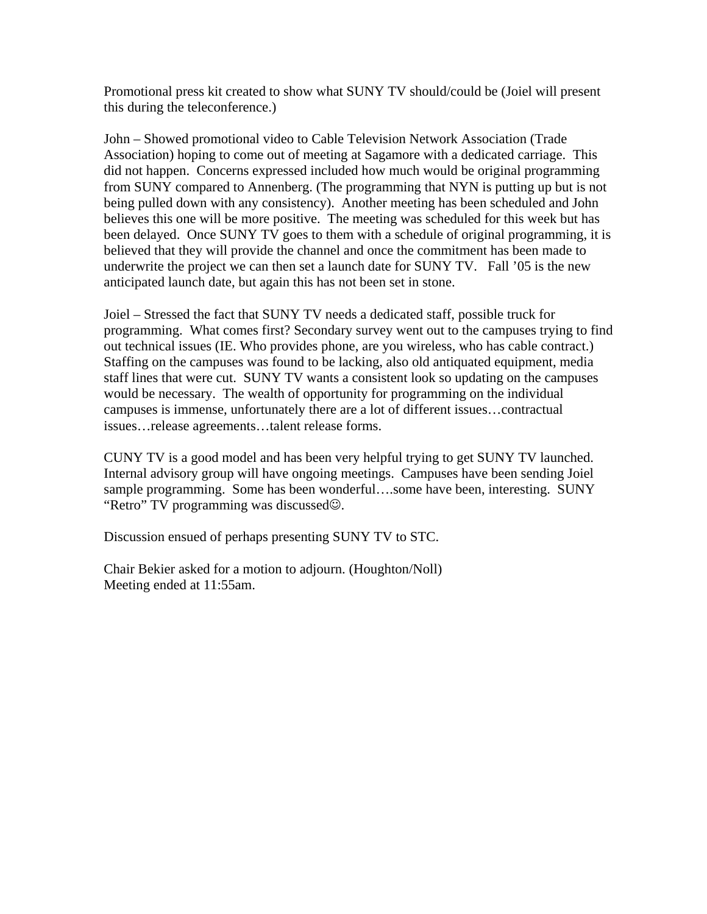Promotional press kit created to show what SUNY TV should/could be (Joiel will present this during the teleconference.)

John – Showed promotional video to Cable Television Network Association (Trade Association) hoping to come out of meeting at Sagamore with a dedicated carriage. This did not happen. Concerns expressed included how much would be original programming from SUNY compared to Annenberg. (The programming that NYN is putting up but is not being pulled down with any consistency). Another meeting has been scheduled and John believes this one will be more positive. The meeting was scheduled for this week but has been delayed. Once SUNY TV goes to them with a schedule of original programming, it is believed that they will provide the channel and once the commitment has been made to underwrite the project we can then set a launch date for SUNY TV. Fall '05 is the new anticipated launch date, but again this has not been set in stone.

Joiel – Stressed the fact that SUNY TV needs a dedicated staff, possible truck for programming. What comes first? Secondary survey went out to the campuses trying to find out technical issues (IE. Who provides phone, are you wireless, who has cable contract.) Staffing on the campuses was found to be lacking, also old antiquated equipment, media staff lines that were cut. SUNY TV wants a consistent look so updating on the campuses would be necessary. The wealth of opportunity for programming on the individual campuses is immense, unfortunately there are a lot of different issues…contractual issues…release agreements…talent release forms.

CUNY TV is a good model and has been very helpful trying to get SUNY TV launched. Internal advisory group will have ongoing meetings. Campuses have been sending Joiel sample programming. Some has been wonderful….some have been, interesting. SUNY "Retro" TV programming was discussed☺.

Discussion ensued of perhaps presenting SUNY TV to STC.

Chair Bekier asked for a motion to adjourn. (Houghton/Noll)
Meeting ended at 11:55am.